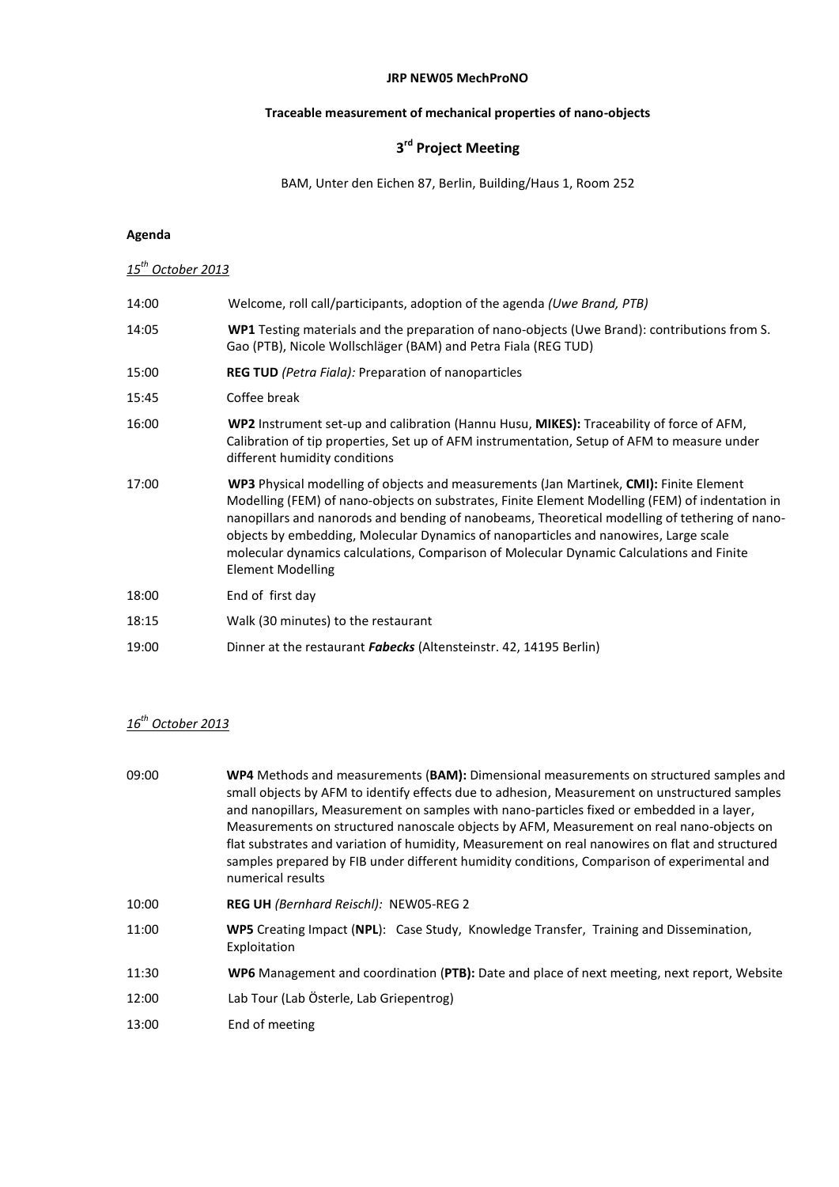**JRP NEW05 MechProNO**

**Traceable measurement of mechanical properties of nano-objects**

# 3rd Project Meeting

BAM, Unter den Eichen 87, Berlin, Building/Haus 1, Room 252

**Agenda**

*15th October 2013*

| | |
|---|---|
| 14:00 | Welcome, roll call/participants, adoption of the agenda *(Uwe Brand, PTB)* |
| 14:05 | **WP1** Testing materials and the preparation of nano-objects (Uwe Brand): contributions from S. Gao (PTB), Nicole Wollschläger (BAM) and Petra Fiala (REG TUD) |
| 15:00 | **REG TUD** *(Petra Fiala):* Preparation of nanoparticles |
| 15:45 | Coffee break |
| 16:00 | **WP2** Instrument set-up and calibration (Hannu Husu, **MIKES):** Traceability of force of AFM, Calibration of tip properties, Set up of AFM instrumentation, Setup of AFM to measure under different humidity conditions |
| 17:00 | **WP3** Physical modelling of objects and measurements (Jan Martinek, **CMI):** Finite Element Modelling (FEM) of nano-objects on substrates, Finite Element Modelling (FEM) of indentation in nanopillars and nanorods and bending of nanobeams, Theoretical modelling of tethering of nano-objects by embedding, Molecular Dynamics of nanoparticles and nanowires, Large scale molecular dynamics calculations, Comparison of Molecular Dynamic Calculations and Finite Element Modelling |
| 18:00 | End of first day |
| 18:15 | Walk (30 minutes) to the restaurant |
| 19:00 | Dinner at the restaurant ***Fabecks*** (Altensteinstr. 42, 14195 Berlin) |

*16th October 2013*

| | |
|---|---|
| 09:00 | **WP4** Methods and measurements (**BAM):** Dimensional measurements on structured samples and small objects by AFM to identify effects due to adhesion, Measurement on unstructured samples and nanopillars, Measurement on samples with nano-particles fixed or embedded in a layer, Measurements on structured nanoscale objects by AFM, Measurement on real nano-objects on flat substrates and variation of humidity, Measurement on real nanowires on flat and structured samples prepared by FIB under different humidity conditions, Comparison of experimental and numerical results |
| 10:00 | **REG UH** *(Bernhard Reischl):* NEW05-REG 2 |
| 11:00 | **WP5** Creating Impact (**NPL**): Case Study, Knowledge Transfer, Training and Dissemination, Exploitation |
| 11:30 | **WP6** Management and coordination (**PTB):** Date and place of next meeting, next report, Website |
| 12:00 | Lab Tour (Lab Österle, Lab Griepentrog) |
| 13:00 | End of meeting |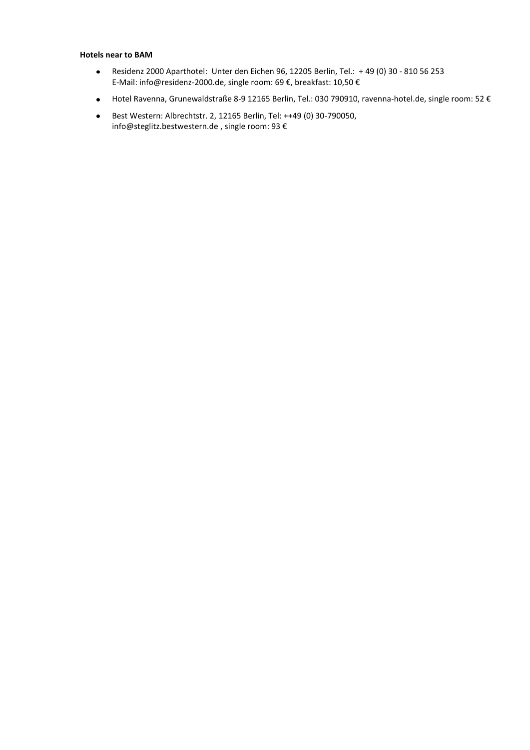**Hotels near to BAM**

- Residenz 2000 Aparthotel:  Unter den Eichen 96, 12205 Berlin, Tel.:  + 49 (0) 30 - 810 56 253
  E-Mail: info@residenz-2000.de, single room: 69 €, breakfast: 10,50 €
- Hotel Ravenna, Grunewaldstraße 8-9 12165 Berlin, Tel.: 030 790910, ravenna-hotel.de, single room: 52 €
- Best Western: Albrechtstr. 2, 12165 Berlin, Tel: ++49 (0) 30-790050,
  info@steglitz.bestwestern.de , single room: 93 €